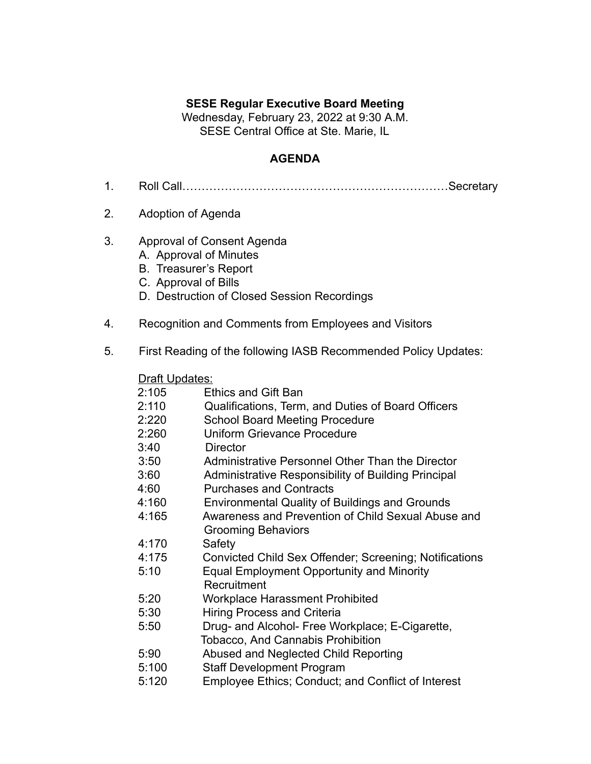**SESE Regular Executive Board Meeting**
Wednesday, February 23, 2022 at 9:30 A.M.
SESE Central Office at Ste. Marie, IL

**AGENDA**

1. Roll Call……………………………………………………………Secretary

2. Adoption of Agenda

3. Approval of Consent Agenda
   A. Approval of Minutes
   B. Treasurer's Report
   C. Approval of Bills
   D. Destruction of Closed Session Recordings

4. Recognition and Comments from Employees and Visitors

5. First Reading of the following IASB Recommended Policy Updates:

   Draft Updates:

   - 2:105 Ethics and Gift Ban
   - 2:110 Qualifications, Term, and Duties of Board Officers
   - 2:220 School Board Meeting Procedure
   - 2:260 Uniform Grievance Procedure
   - 3:40 Director
   - 3:50 Administrative Personnel Other Than the Director
   - 3:60 Administrative Responsibility of Building Principal
   - 4:60 Purchases and Contracts
   - 4:160 Environmental Quality of Buildings and Grounds
   - 4:165 Awareness and Prevention of Child Sexual Abuse and Grooming Behaviors
   - 4:170 Safety
   - 4:175 Convicted Child Sex Offender; Screening; Notifications
   - 5:10 Equal Employment Opportunity and Minority Recruitment
   - 5:20 Workplace Harassment Prohibited
   - 5:30 Hiring Process and Criteria
   - 5:50 Drug- and Alcohol- Free Workplace; E-Cigarette, Tobacco, And Cannabis Prohibition
   - 5:90 Abused and Neglected Child Reporting
   - 5:100 Staff Development Program
   - 5:120 Employee Ethics; Conduct; and Conflict of Interest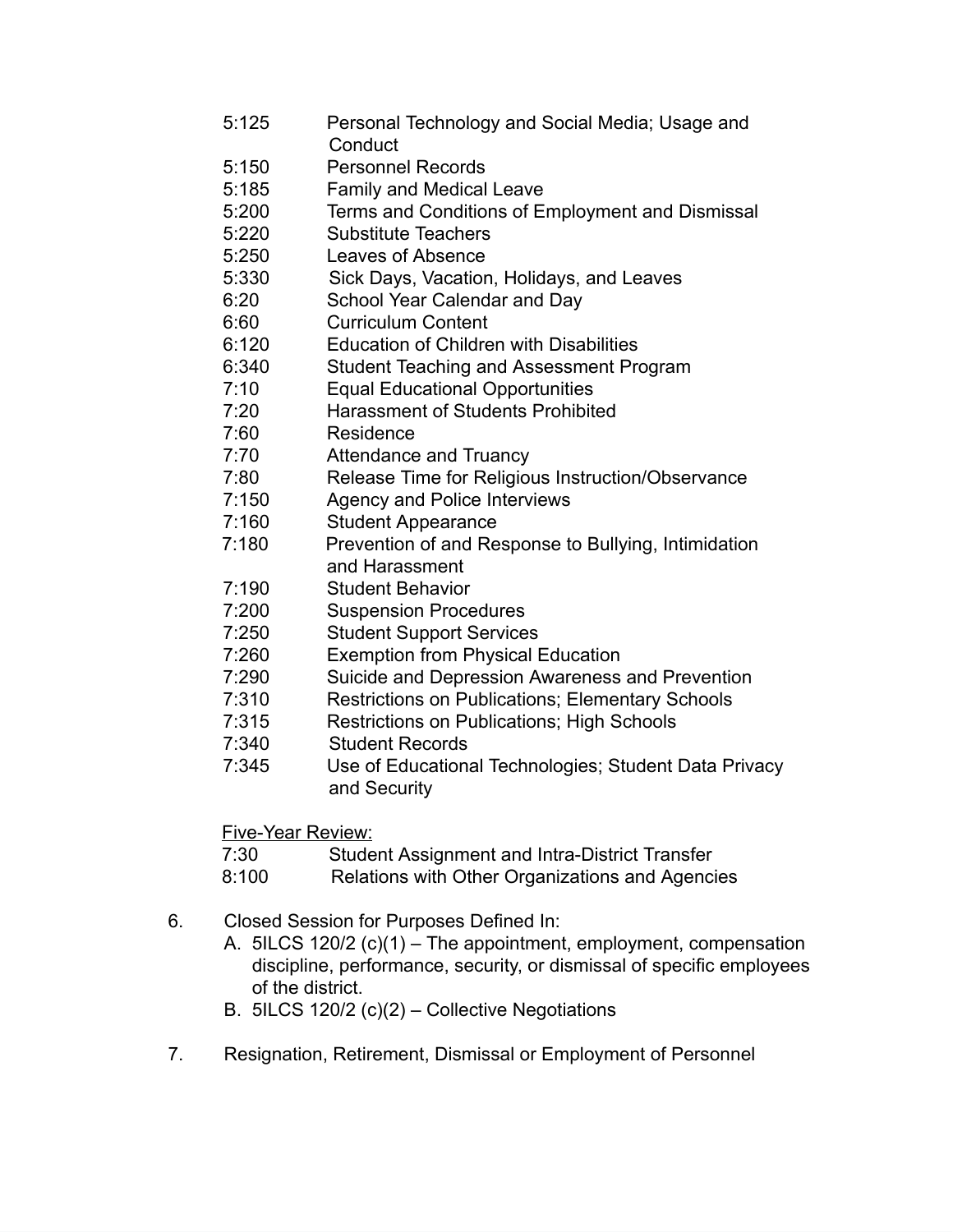5:125 Personal Technology and Social Media; Usage and Conduct
5:150 Personnel Records
5:185 Family and Medical Leave
5:200 Terms and Conditions of Employment and Dismissal
5:220 Substitute Teachers
5:250 Leaves of Absence
5:330 Sick Days, Vacation, Holidays, and Leaves
6:20 School Year Calendar and Day
6:60 Curriculum Content
6:120 Education of Children with Disabilities
6:340 Student Teaching and Assessment Program
7:10 Equal Educational Opportunities
7:20 Harassment of Students Prohibited
7:60 Residence
7:70 Attendance and Truancy
7:80 Release Time for Religious Instruction/Observance
7:150 Agency and Police Interviews
7:160 Student Appearance
7:180 Prevention of and Response to Bullying, Intimidation and Harassment
7:190 Student Behavior
7:200 Suspension Procedures
7:250 Student Support Services
7:260 Exemption from Physical Education
7:290 Suicide and Depression Awareness and Prevention
7:310 Restrictions on Publications; Elementary Schools
7:315 Restrictions on Publications; High Schools
7:340 Student Records
7:345 Use of Educational Technologies; Student Data Privacy and Security

Five-Year Review:

7:30 Student Assignment and Intra-District Transfer
8:100 Relations with Other Organizations and Agencies

6. Closed Session for Purposes Defined In:
   A. 5ILCS 120/2 (c)(1) – The appointment, employment, compensation discipline, performance, security, or dismissal of specific employees of the district.
   B. 5ILCS 120/2 (c)(2) – Collective Negotiations

7. Resignation, Retirement, Dismissal or Employment of Personnel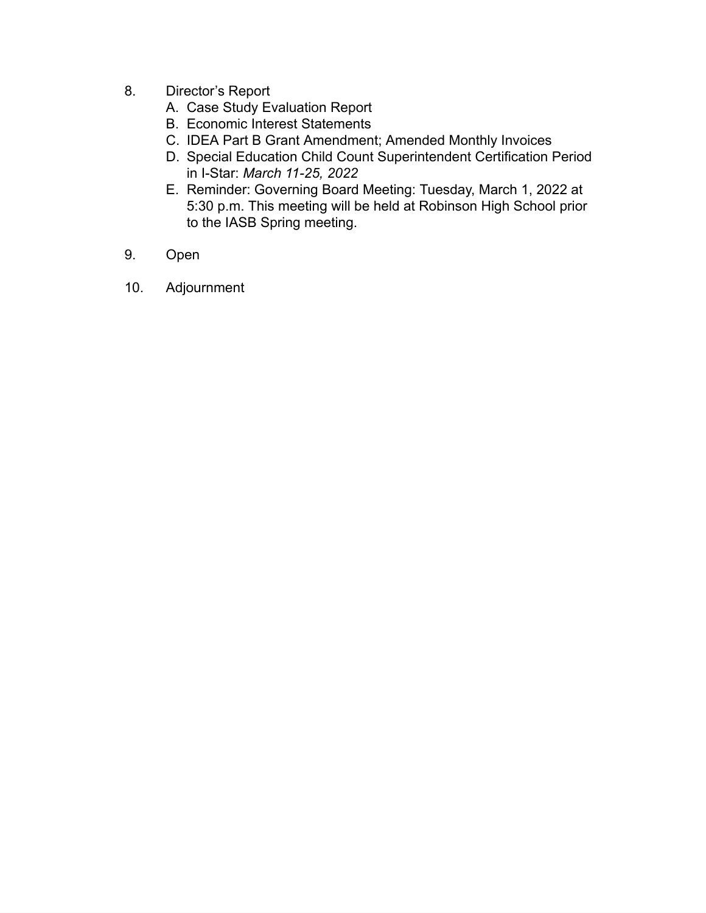8. Director's Report
   A. Case Study Evaluation Report
   B. Economic Interest Statements
   C. IDEA Part B Grant Amendment; Amended Monthly Invoices
   D. Special Education Child Count Superintendent Certification Period in I-Star: *March 11-25, 2022*
   E. Reminder: Governing Board Meeting: Tuesday, March 1, 2022 at 5:30 p.m. This meeting will be held at Robinson High School prior to the IASB Spring meeting.

9. Open

10. Adjournment